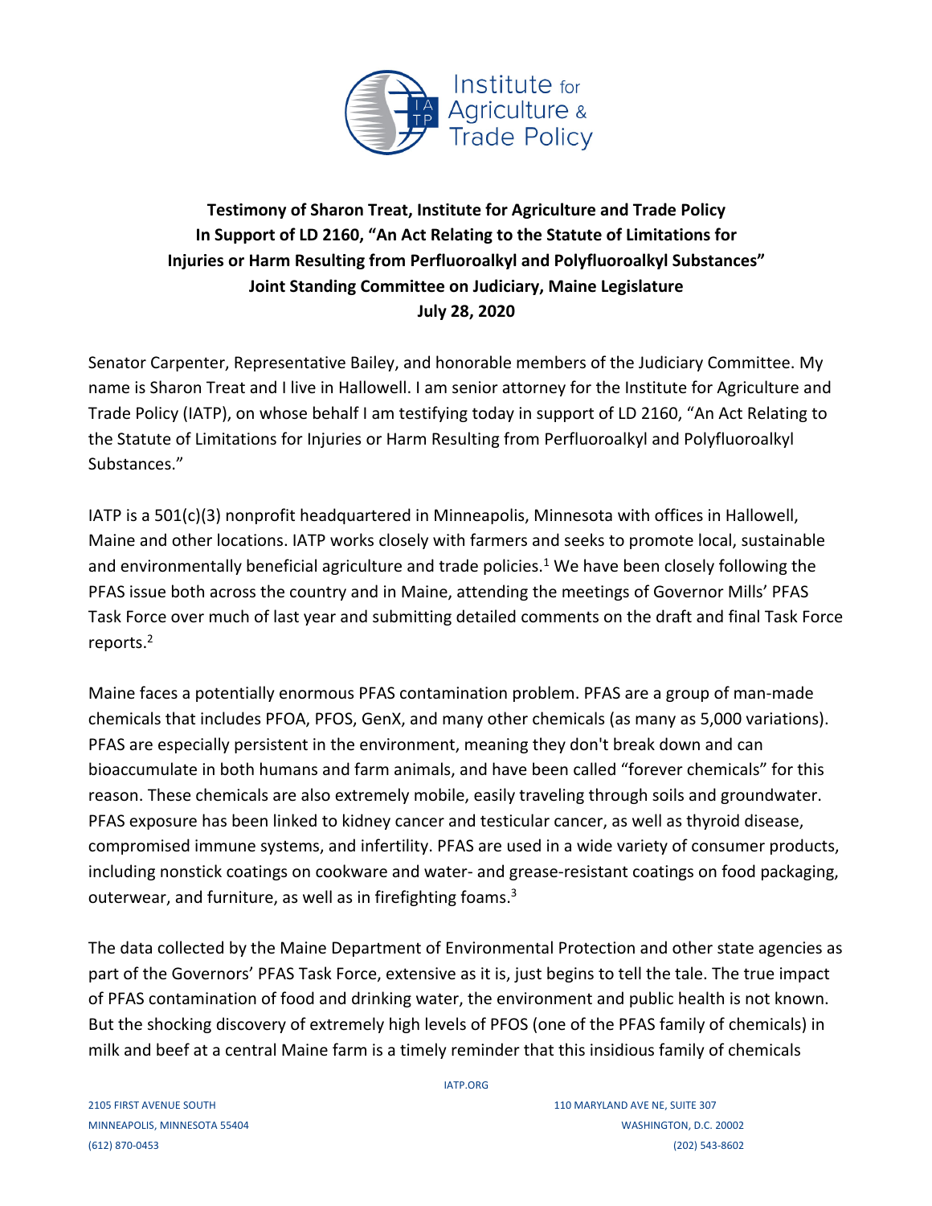**Testimony of Sharon Treat, Institute for Agriculture and Trade Policy**
**In Support of LD 2160, "An Act Relating to the Statute of Limitations for Injuries or Harm Resulting from Perfluoroalkyl and Polyfluoroalkyl Substances"**
**Joint Standing Committee on Judiciary, Maine Legislature**
**July 28, 2020**

Senator Carpenter, Representative Bailey, and honorable members of the Judiciary Committee. My name is Sharon Treat and I live in Hallowell. I am senior attorney for the Institute for Agriculture and Trade Policy (IATP), on whose behalf I am testifying today in support of LD 2160, "An Act Relating to the Statute of Limitations for Injuries or Harm Resulting from Perfluoroalkyl and Polyfluoroalkyl Substances."

IATP is a 501(c)(3) nonprofit headquartered in Minneapolis, Minnesota with offices in Hallowell, Maine and other locations. IATP works closely with farmers and seeks to promote local, sustainable and environmentally beneficial agriculture and trade policies.[1] We have been closely following the PFAS issue both across the country and in Maine, attending the meetings of Governor Mills' PFAS Task Force over much of last year and submitting detailed comments on the draft and final Task Force reports.[2]

Maine faces a potentially enormous PFAS contamination problem. PFAS are a group of man-made chemicals that includes PFOA, PFOS, GenX, and many other chemicals (as many as 5,000 variations). PFAS are especially persistent in the environment, meaning they don't break down and can bioaccumulate in both humans and farm animals, and have been called "forever chemicals" for this reason. These chemicals are also extremely mobile, easily traveling through soils and groundwater. PFAS exposure has been linked to kidney cancer and testicular cancer, as well as thyroid disease, compromised immune systems, and infertility. PFAS are used in a wide variety of consumer products, including nonstick coatings on cookware and water- and grease-resistant coatings on food packaging, outerwear, and furniture, as well as in firefighting foams.[3]

The data collected by the Maine Department of Environmental Protection and other state agencies as part of the Governors' PFAS Task Force, extensive as it is, just begins to tell the tale. The true impact of PFAS contamination of food and drinking water, the environment and public health is not known. But the shocking discovery of extremely high levels of PFOS (one of the PFAS family of chemicals) in milk and beef at a central Maine farm is a timely reminder that this insidious family of chemicals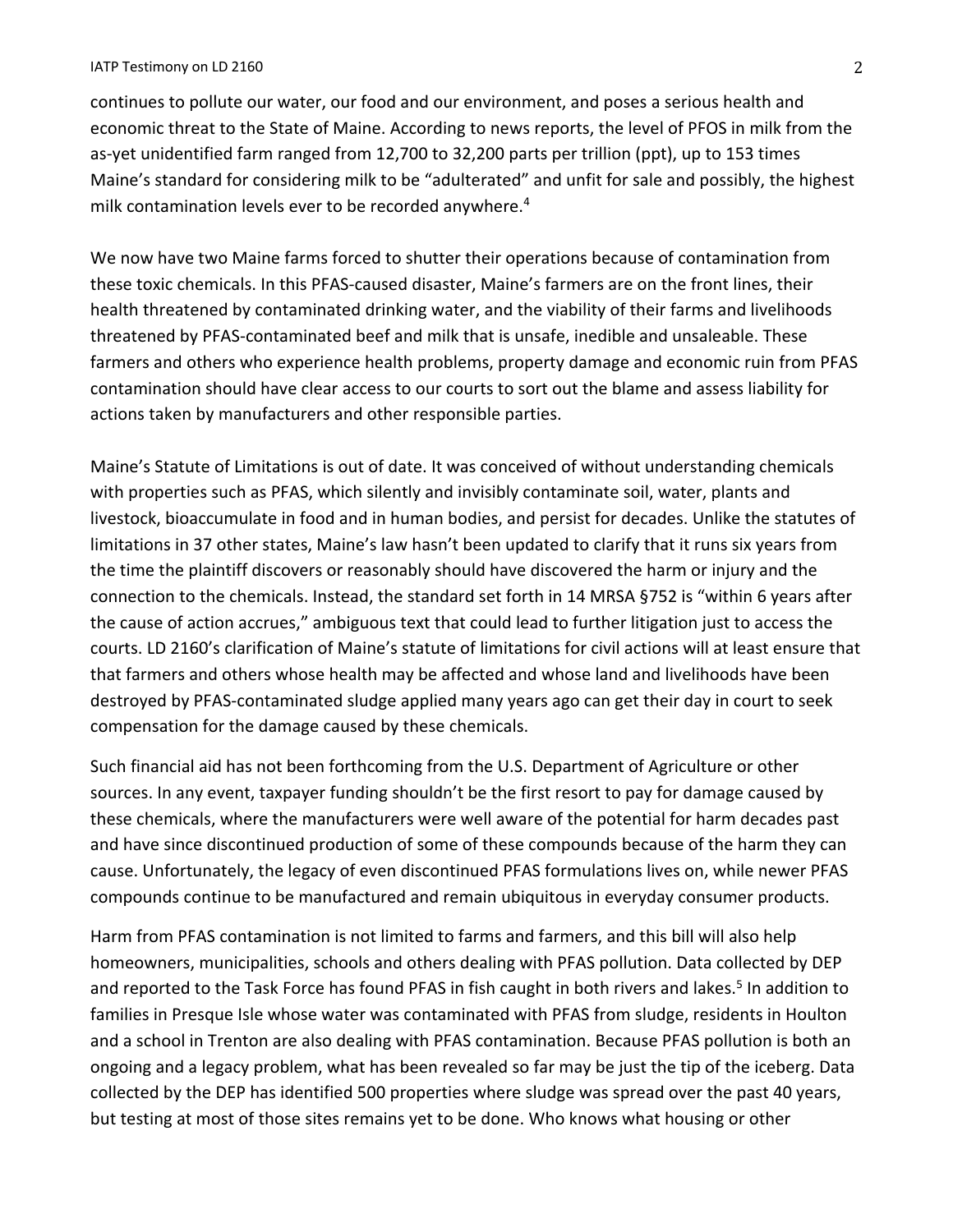continues to pollute our water, our food and our environment, and poses a serious health and economic threat to the State of Maine. According to news reports, the level of PFOS in milk from the as-yet unidentified farm ranged from 12,700 to 32,200 parts per trillion (ppt), up to 153 times Maine's standard for considering milk to be "adulterated" and unfit for sale and possibly, the highest milk contamination levels ever to be recorded anywhere.[4]

We now have two Maine farms forced to shutter their operations because of contamination from these toxic chemicals. In this PFAS-caused disaster, Maine's farmers are on the front lines, their health threatened by contaminated drinking water, and the viability of their farms and livelihoods threatened by PFAS-contaminated beef and milk that is unsafe, inedible and unsaleable. These farmers and others who experience health problems, property damage and economic ruin from PFAS contamination should have clear access to our courts to sort out the blame and assess liability for actions taken by manufacturers and other responsible parties.

Maine's Statute of Limitations is out of date. It was conceived of without understanding chemicals with properties such as PFAS, which silently and invisibly contaminate soil, water, plants and livestock, bioaccumulate in food and in human bodies, and persist for decades. Unlike the statutes of limitations in 37 other states, Maine's law hasn't been updated to clarify that it runs six years from the time the plaintiff discovers or reasonably should have discovered the harm or injury and the connection to the chemicals. Instead, the standard set forth in 14 MRSA §752 is "within 6 years after the cause of action accrues," ambiguous text that could lead to further litigation just to access the courts. LD 2160's clarification of Maine's statute of limitations for civil actions will at least ensure that that farmers and others whose health may be affected and whose land and livelihoods have been destroyed by PFAS-contaminated sludge applied many years ago can get their day in court to seek compensation for the damage caused by these chemicals.

Such financial aid has not been forthcoming from the U.S. Department of Agriculture or other sources. In any event, taxpayer funding shouldn't be the first resort to pay for damage caused by these chemicals, where the manufacturers were well aware of the potential for harm decades past and have since discontinued production of some of these compounds because of the harm they can cause. Unfortunately, the legacy of even discontinued PFAS formulations lives on, while newer PFAS compounds continue to be manufactured and remain ubiquitous in everyday consumer products.

Harm from PFAS contamination is not limited to farms and farmers, and this bill will also help homeowners, municipalities, schools and others dealing with PFAS pollution. Data collected by DEP and reported to the Task Force has found PFAS in fish caught in both rivers and lakes.[5] In addition to families in Presque Isle whose water was contaminated with PFAS from sludge, residents in Houlton and a school in Trenton are also dealing with PFAS contamination. Because PFAS pollution is both an ongoing and a legacy problem, what has been revealed so far may be just the tip of the iceberg. Data collected by the DEP has identified 500 properties where sludge was spread over the past 40 years, but testing at most of those sites remains yet to be done. Who knows what housing or other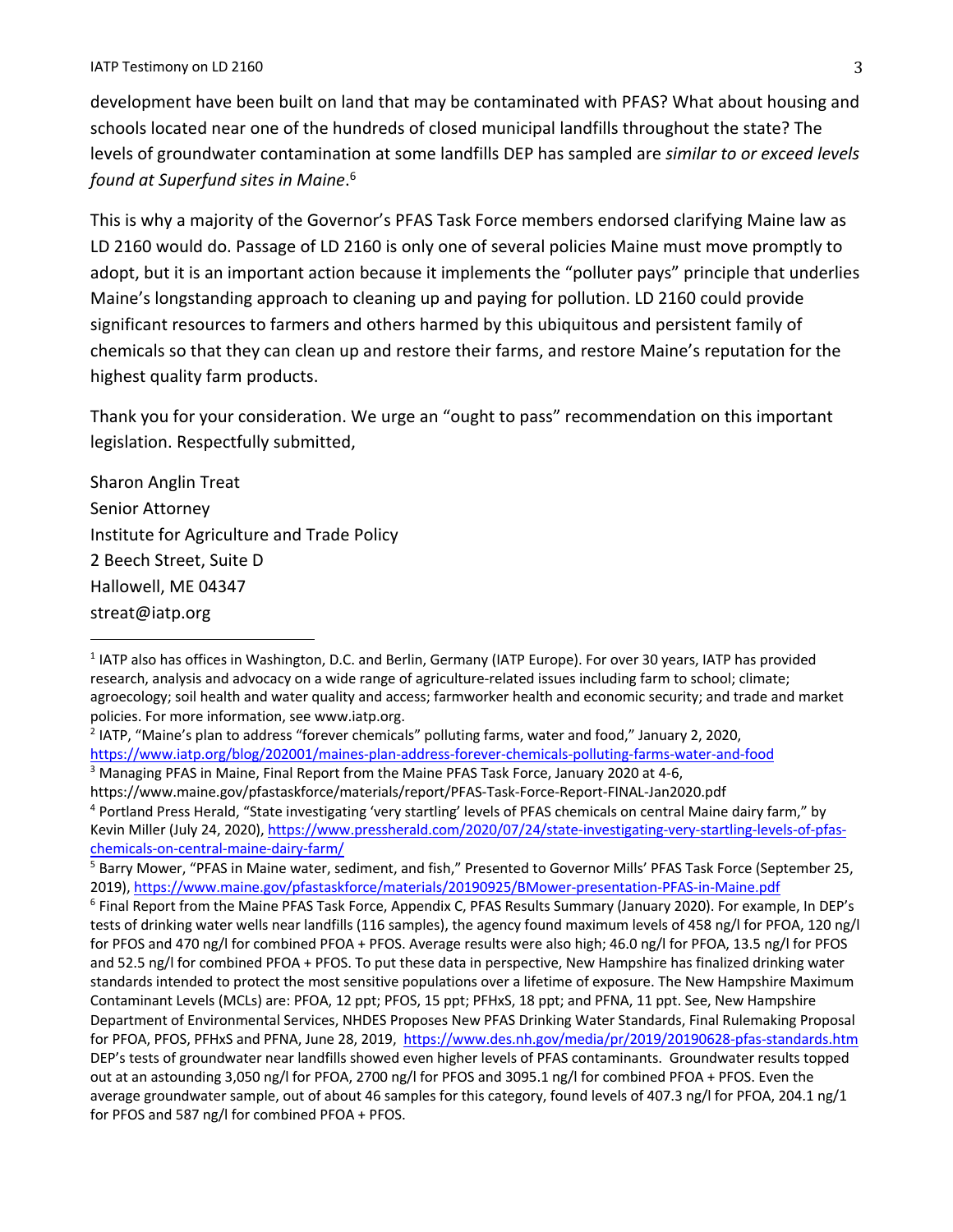development have been built on land that may be contaminated with PFAS? What about housing and schools located near one of the hundreds of closed municipal landfills throughout the state? The levels of groundwater contamination at some landfills DEP has sampled are *similar to or exceed levels found at Superfund sites in Maine*.[6]

This is why a majority of the Governor's PFAS Task Force members endorsed clarifying Maine law as LD 2160 would do. Passage of LD 2160 is only one of several policies Maine must move promptly to adopt, but it is an important action because it implements the "polluter pays" principle that underlies Maine's longstanding approach to cleaning up and paying for pollution. LD 2160 could provide significant resources to farmers and others harmed by this ubiquitous and persistent family of chemicals so that they can clean up and restore their farms, and restore Maine's reputation for the highest quality farm products.

Thank you for your consideration. We urge an "ought to pass" recommendation on this important legislation. Respectfully submitted,

Sharon Anglin Treat
Senior Attorney
Institute for Agriculture and Trade Policy
2 Beech Street, Suite D
Hallowell, ME 04347
streat@iatp.org

---

[1] IATP also has offices in Washington, D.C. and Berlin, Germany (IATP Europe). For over 30 years, IATP has provided research, analysis and advocacy on a wide range of agriculture-related issues including farm to school; climate; agroecology; soil health and water quality and access; farmworker health and economic security; and trade and market policies. For more information, see www.iatp.org.

[2] IATP, "Maine's plan to address "forever chemicals" polluting farms, water and food," January 2, 2020, https://www.iatp.org/blog/202001/maines-plan-address-forever-chemicals-polluting-farms-water-and-food

[3] Managing PFAS in Maine, Final Report from the Maine PFAS Task Force, January 2020 at 4-6, https://www.maine.gov/pfastaskforce/materials/report/PFAS-Task-Force-Report-FINAL-Jan2020.pdf

[4] Portland Press Herald, "State investigating 'very startling' levels of PFAS chemicals on central Maine dairy farm," by Kevin Miller (July 24, 2020), https://www.pressherald.com/2020/07/24/state-investigating-very-startling-levels-of-pfas-chemicals-on-central-maine-dairy-farm/

[5] Barry Mower, "PFAS in Maine water, sediment, and fish," Presented to Governor Mills' PFAS Task Force (September 25, 2019), https://www.maine.gov/pfastaskforce/materials/20190925/BMower-presentation-PFAS-in-Maine.pdf

[6] Final Report from the Maine PFAS Task Force, Appendix C, PFAS Results Summary (January 2020). For example, In DEP's tests of drinking water wells near landfills (116 samples), the agency found maximum levels of 458 ng/l for PFOA, 120 ng/l for PFOS and 470 ng/l for combined PFOA + PFOS. Average results were also high; 46.0 ng/l for PFOA, 13.5 ng/l for PFOS and 52.5 ng/l for combined PFOA + PFOS. To put these data in perspective, New Hampshire has finalized drinking water standards intended to protect the most sensitive populations over a lifetime of exposure. The New Hampshire Maximum Contaminant Levels (MCLs) are: PFOA, 12 ppt; PFOS, 15 ppt; PFHxS, 18 ppt; and PFNA, 11 ppt. See, New Hampshire Department of Environmental Services, NHDES Proposes New PFAS Drinking Water Standards, Final Rulemaking Proposal for PFOA, PFOS, PFHxS and PFNA, June 28, 2019, https://www.des.nh.gov/media/pr/2019/20190628-pfas-standards.htm DEP's tests of groundwater near landfills showed even higher levels of PFAS contaminants. Groundwater results topped out at an astounding 3,050 ng/l for PFOA, 2700 ng/l for PFOS and 3095.1 ng/l for combined PFOA + PFOS. Even the average groundwater sample, out of about 46 samples for this category, found levels of 407.3 ng/l for PFOA, 204.1 ng/1 for PFOS and 587 ng/l for combined PFOA + PFOS.